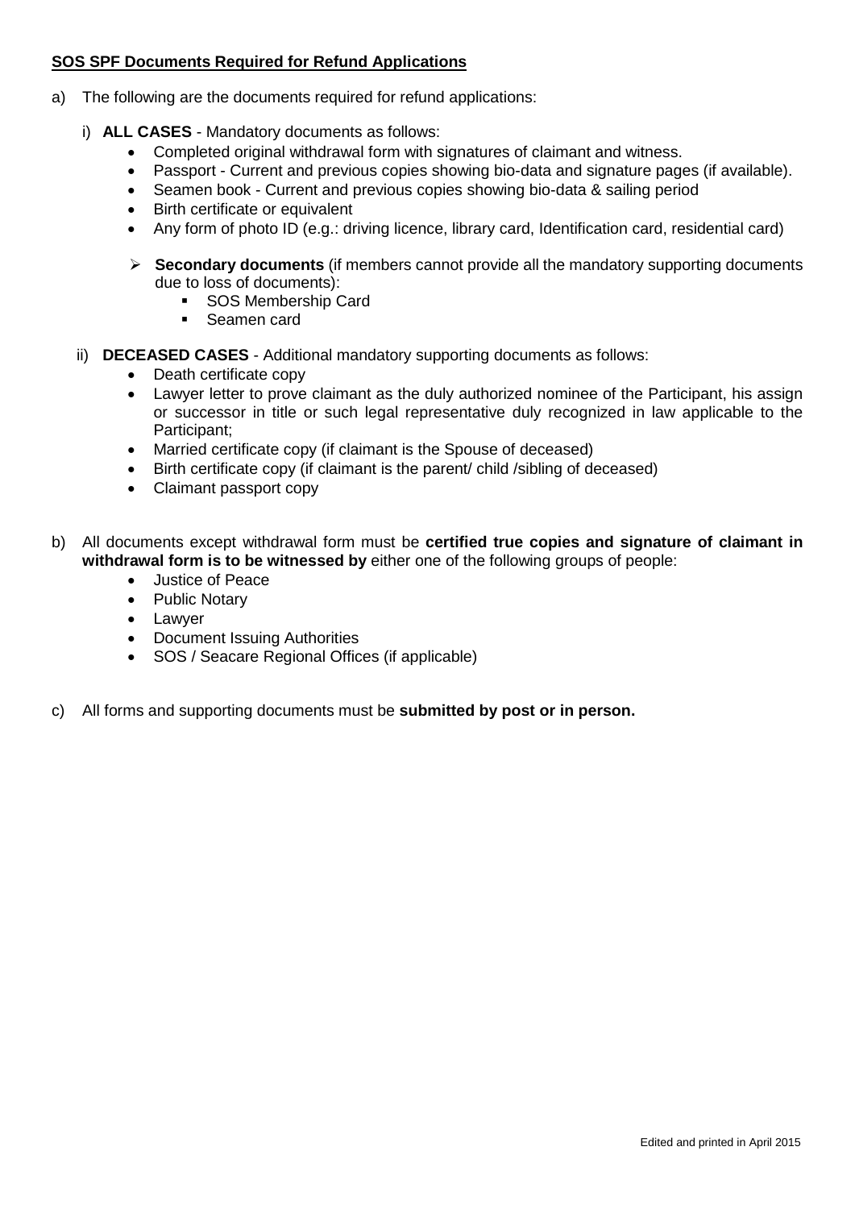**SOS SPF Documents Required for Refund Applications**

a) The following are the documents required for refund applications:

   i) **ALL CASES** - Mandatory documents as follows:
      - Completed original withdrawal form with signatures of claimant and witness.
      - Passport - Current and previous copies showing bio-data and signature pages (if available).
      - Seamen book - Current and previous copies showing bio-data & sailing period
      - Birth certificate or equivalent
      - Any form of photo ID (e.g.: driving licence, library card, Identification card, residential card)

      - **Secondary documents** (if members cannot provide all the mandatory supporting documents due to loss of documents):
         - SOS Membership Card
         - Seamen card

   ii) **DECEASED CASES** - Additional mandatory supporting documents as follows:
      - Death certificate copy
      - Lawyer letter to prove claimant as the duly authorized nominee of the Participant, his assign or successor in title or such legal representative duly recognized in law applicable to the Participant;
      - Married certificate copy (if claimant is the Spouse of deceased)
      - Birth certificate copy (if claimant is the parent/ child /sibling of deceased)
      - Claimant passport copy

b) All documents except withdrawal form must be **certified true copies and signature of claimant in withdrawal form is to be witnessed by** either one of the following groups of people:
   - Justice of Peace
   - Public Notary
   - Lawyer
   - Document Issuing Authorities
   - SOS / Seacare Regional Offices (if applicable)

c) All forms and supporting documents must be **submitted by post or in person.**

Edited and printed in April 2015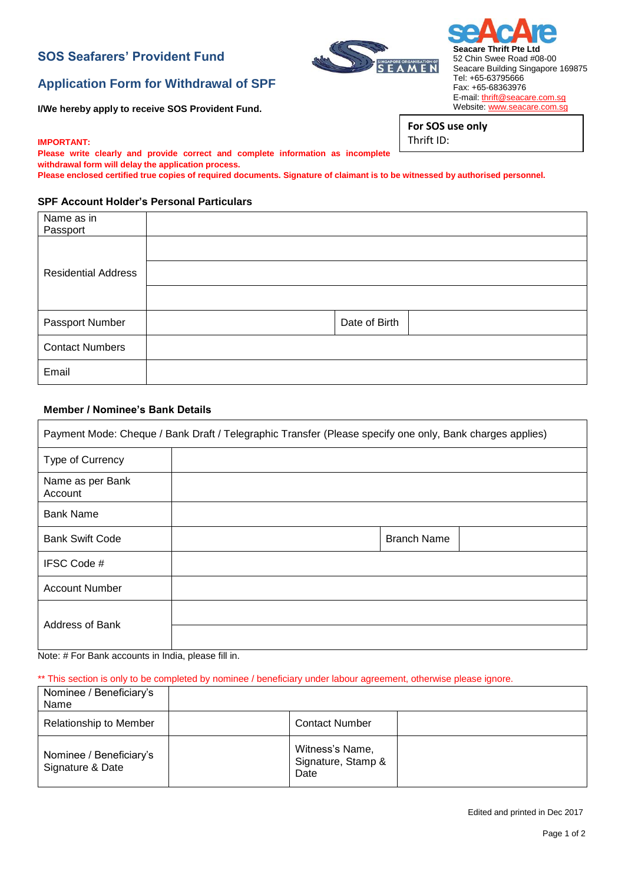## SOS Seafarers' Provident Fund

## Application Form for Withdrawal of SPF

**I/We hereby apply to receive SOS Provident Fund.**

**Seacare Thrift Pte Ltd**
52 Chin Swee Road #08-00
Seacare Building Singapore 169875
Tel: +65-63795666
Fax: +65-68363976
E-mail: thrift@seacare.com.sg
Website: www.seacare.com.sg

| **For SOS use only** |
|---|
| Thrift ID: |

**IMPORTANT:**
**Please write clearly and provide correct and complete information as incomplete withdrawal form will delay the application process.**
**Please enclosed certified true copies of required documents. Signature of claimant is to be witnessed by authorised personnel.**

### SPF Account Holder's Personal Particulars

| Name as in Passport | | | |
|---|---|---|---|
| Residential Address | | | |
| | | | |
| | | | |
| Passport Number | | Date of Birth | |
| Contact Numbers | | | |
| Email | | | |

### Member / Nominee's Bank Details

| Payment Mode: Cheque / Bank Draft / Telegraphic Transfer (Please specify one only, Bank charges applies) | | | |
|---|---|---|---|
| Type of Currency | | | |
| Name as per Bank Account | | | |
| Bank Name | | | |
| Bank Swift Code | | Branch Name | |
| IFSC Code # | | | |
| Account Number | | | |
| Address of Bank | | | |
| | | | |

Note: # For Bank accounts in India, please fill in.

** This section is only to be completed by nominee / beneficiary under labour agreement, otherwise please ignore.

| Nominee / Beneficiary's Name | | | |
|---|---|---|---|
| Relationship to Member | | Contact Number | |
| Nominee / Beneficiary's Signature & Date | | Witness's Name, Signature, Stamp & Date | |

Edited and printed in Dec 2017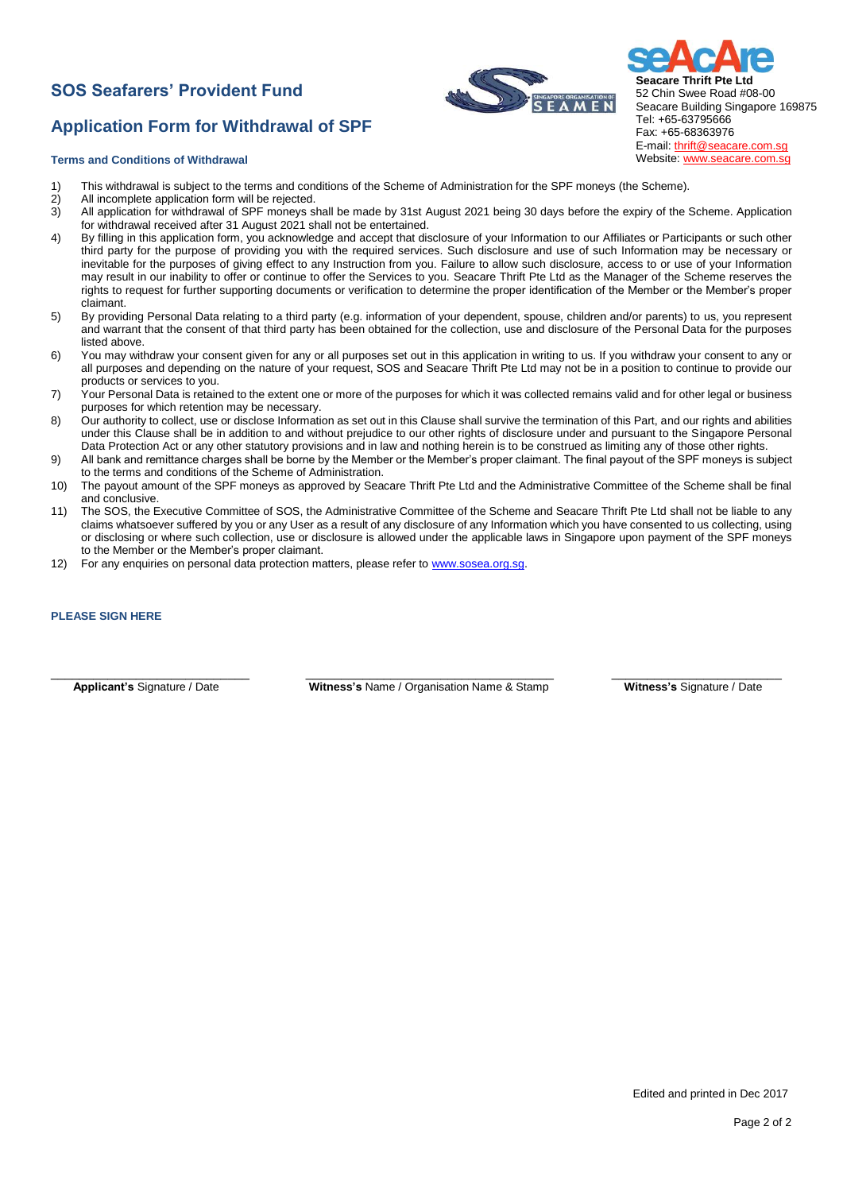# SOS Seafarers' Provident Fund

## Application Form for Withdrawal of SPF

**Seacare Thrift Pte Ltd**
52 Chin Swee Road #08-00
Seacare Building Singapore 169875
Tel: +65-63795666
Fax: +65-68363976
E-mail: thrift@seacare.com.sg
Website: www.seacare.com.sg

### Terms and Conditions of Withdrawal

1) This withdrawal is subject to the terms and conditions of the Scheme of Administration for the SPF moneys (the Scheme).
2) All incomplete application form will be rejected.
3) All application for withdrawal of SPF moneys shall be made by 31st August 2021 being 30 days before the expiry of the Scheme. Application for withdrawal received after 31 August 2021 shall not be entertained.
4) By filling in this application form, you acknowledge and accept that disclosure of your Information to our Affiliates or Participants or such other third party for the purpose of providing you with the required services. Such disclosure and use of such Information may be necessary or inevitable for the purposes of giving effect to any Instruction from you. Failure to allow such disclosure, access to or use of your Information may result in our inability to offer or continue to offer the Services to you. Seacare Thrift Pte Ltd as the Manager of the Scheme reserves the rights to request for further supporting documents or verification to determine the proper identification of the Member or the Member's proper claimant.
5) By providing Personal Data relating to a third party (e.g. information of your dependent, spouse, children and/or parents) to us, you represent and warrant that the consent of that third party has been obtained for the collection, use and disclosure of the Personal Data for the purposes listed above.
6) You may withdraw your consent given for any or all purposes set out in this application in writing to us. If you withdraw your consent to any or all purposes and depending on the nature of your request, SOS and Seacare Thrift Pte Ltd may not be in a position to continue to provide our products or services to you.
7) Your Personal Data is retained to the extent one or more of the purposes for which it was collected remains valid and for other legal or business purposes for which retention may be necessary.
8) Our authority to collect, use or disclose Information as set out in this Clause shall survive the termination of this Part, and our rights and abilities under this Clause shall be in addition to and without prejudice to our other rights of disclosure under and pursuant to the Singapore Personal Data Protection Act or any other statutory provisions and in law and nothing herein is to be construed as limiting any of those other rights.
9) All bank and remittance charges shall be borne by the Member or the Member's proper claimant. The final payout of the SPF moneys is subject to the terms and conditions of the Scheme of Administration.
10) The payout amount of the SPF moneys as approved by Seacare Thrift Pte Ltd and the Administrative Committee of the Scheme shall be final and conclusive.
11) The SOS, the Executive Committee of SOS, the Administrative Committee of the Scheme and Seacare Thrift Pte Ltd shall not be liable to any claims whatsoever suffered by you or any User as a result of any disclosure of any Information which you have consented to us collecting, using or disclosing or where such collection, use or disclosure is allowed under the applicable laws in Singapore upon payment of the SPF moneys to the Member or the Member's proper claimant.
12) For any enquiries on personal data protection matters, please refer to www.sosea.org.sg.

**PLEASE SIGN HERE**

| | | |
|---|---|---|
| ______________________ | ______________________ | ______________________ |
| **Applicant's** Signature / Date | **Witness's** Name / Organisation Name & Stamp | **Witness's** Signature / Date |

Edited and printed in Dec 2017